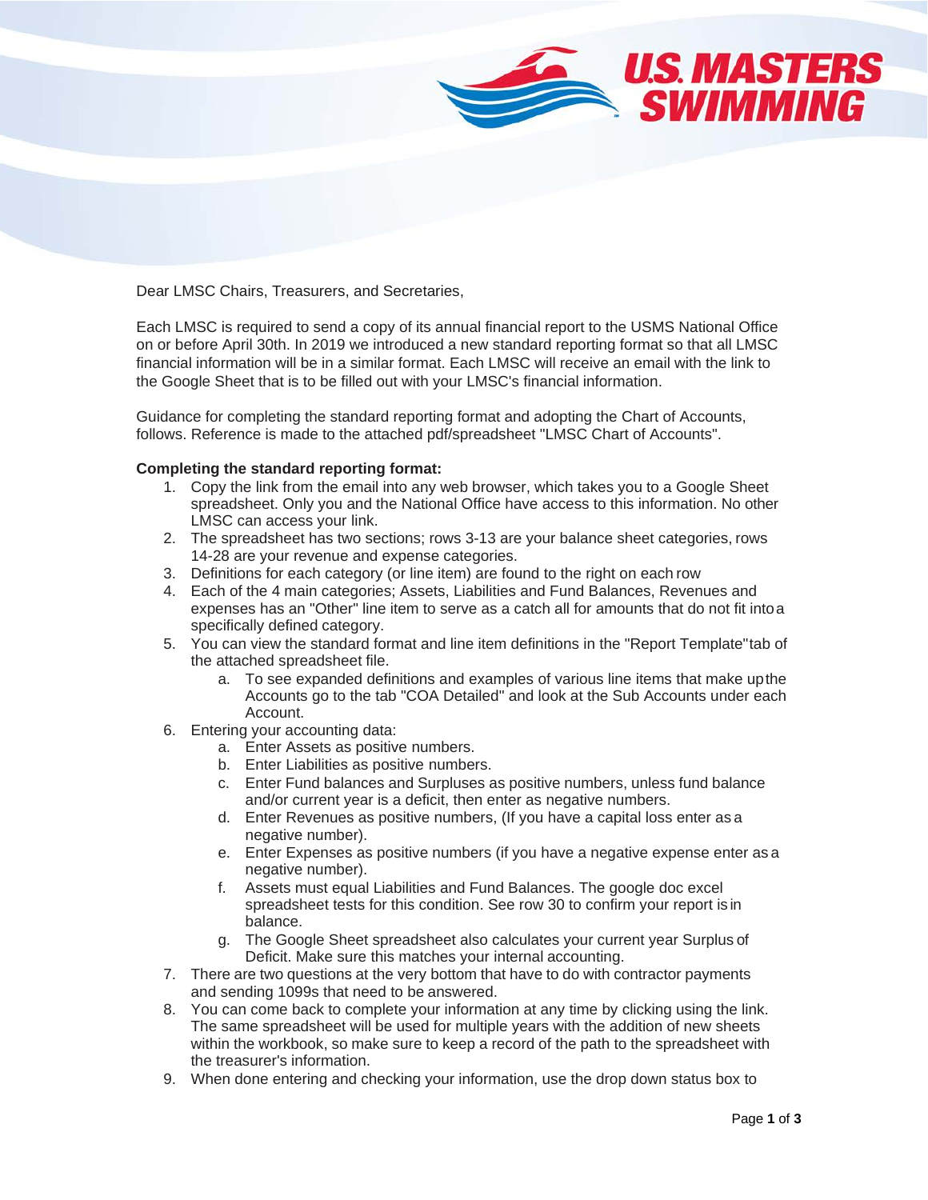Dear LMSC Chairs, Treasurers, and Secretaries,

Each LMSC is required to send a copy of its annual financial report to the USMS National Office on or before April 30th. In 2019 we introduced a new standard reporting format so that all LMSC financial information will be in a similar format. Each LMSC will receive an email with the link to the Google Sheet that is to be filled out with your LMSC's financial information.

Guidance for completing the standard reporting format and adopting the Chart of Accounts, follows. Reference is made to the attached pdf/spreadsheet "LMSC Chart of Accounts".

**Completing the standard reporting format:**

1. Copy the link from the email into any web browser, which takes you to a Google Sheet spreadsheet. Only you and the National Office have access to this information. No other LMSC can access your link.
2. The spreadsheet has two sections; rows 3-13 are your balance sheet categories, rows 14-28 are your revenue and expense categories.
3. Definitions for each category (or line item) are found to the right on each row
4. Each of the 4 main categories; Assets, Liabilities and Fund Balances, Revenues and expenses has an "Other" line item to serve as a catch all for amounts that do not fit into a specifically defined category.
5. You can view the standard format and line item definitions in the "Report Template" tab of the attached spreadsheet file.
   a. To see expanded definitions and examples of various line items that make up the Accounts go to the tab "COA Detailed" and look at the Sub Accounts under each Account.
6. Entering your accounting data:
   a. Enter Assets as positive numbers.
   b. Enter Liabilities as positive numbers.
   c. Enter Fund balances and Surpluses as positive numbers, unless fund balance and/or current year is a deficit, then enter as negative numbers.
   d. Enter Revenues as positive numbers, (If you have a capital loss enter as a negative number).
   e. Enter Expenses as positive numbers (if you have a negative expense enter as a negative number).
   f. Assets must equal Liabilities and Fund Balances. The google doc excel spreadsheet tests for this condition. See row 30 to confirm your report is in balance.
   g. The Google Sheet spreadsheet also calculates your current year Surplus of Deficit. Make sure this matches your internal accounting.
7. There are two questions at the very bottom that have to do with contractor payments and sending 1099s that need to be answered.
8. You can come back to complete your information at any time by clicking using the link. The same spreadsheet will be used for multiple years with the addition of new sheets within the workbook, so make sure to keep a record of the path to the spreadsheet with the treasurer's information.
9. When done entering and checking your information, use the drop down status box to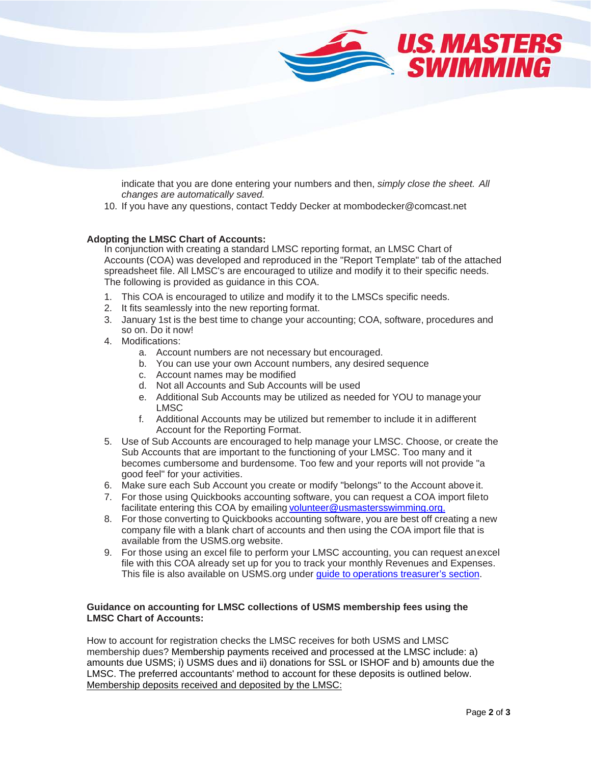indicate that you are done entering your numbers and then, *simply close the sheet. All changes are automatically saved.*

10. If you have any questions, contact Teddy Decker at mombodecker@comcast.net

**Adopting the LMSC Chart of Accounts:**

In conjunction with creating a standard LMSC reporting format, an LMSC Chart of Accounts (COA) was developed and reproduced in the "Report Template" tab of the attached spreadsheet file. All LMSC's are encouraged to utilize and modify it to their specific needs. The following is provided as guidance in this COA.

1. This COA is encouraged to utilize and modify it to the LMSCs specific needs.
2. It fits seamlessly into the new reporting format.
3. January 1st is the best time to change your accounting; COA, software, procedures and so on. Do it now!
4. Modifications:
    a. Account numbers are not necessary but encouraged.
    b. You can use your own Account numbers, any desired sequence
    c. Account names may be modified
    d. Not all Accounts and Sub Accounts will be used
    e. Additional Sub Accounts may be utilized as needed for YOU to manage your LMSC
    f. Additional Accounts may be utilized but remember to include it in a different Account for the Reporting Format.
5. Use of Sub Accounts are encouraged to help manage your LMSC. Choose, or create the Sub Accounts that are important to the functioning of your LMSC. Too many and it becomes cumbersome and burdensome. Too few and your reports will not provide "a good feel" for your activities.
6. Make sure each Sub Account you create or modify "belongs" to the Account above it.
7. For those using Quickbooks accounting software, you can request a COA import file to facilitate entering this COA by emailing [volunteer@usmastersswimming.org.](mailto:volunteer@usmastersswimming.org)
8. For those converting to Quickbooks accounting software, you are best off creating a new company file with a blank chart of accounts and then using the COA import file that is available from the USMS.org website.
9. For those using an excel file to perform your LMSC accounting, you can request an excel file with this COA already set up for you to track your monthly Revenues and Expenses. This file is also available on USMS.org under [guide to operations treasurer's section](#).

**Guidance on accounting for LMSC collections of USMS membership fees using the LMSC Chart of Accounts:**

How to account for registration checks the LMSC receives for both USMS and LMSC membership dues? Membership payments received and processed at the LMSC include: a) amounts due USMS; i) USMS dues and ii) donations for SSL or ISHOF and b) amounts due the LMSC. The preferred accountants' method to account for these deposits is outlined below.

<u>Membership deposits received and deposited by the LMSC:</u>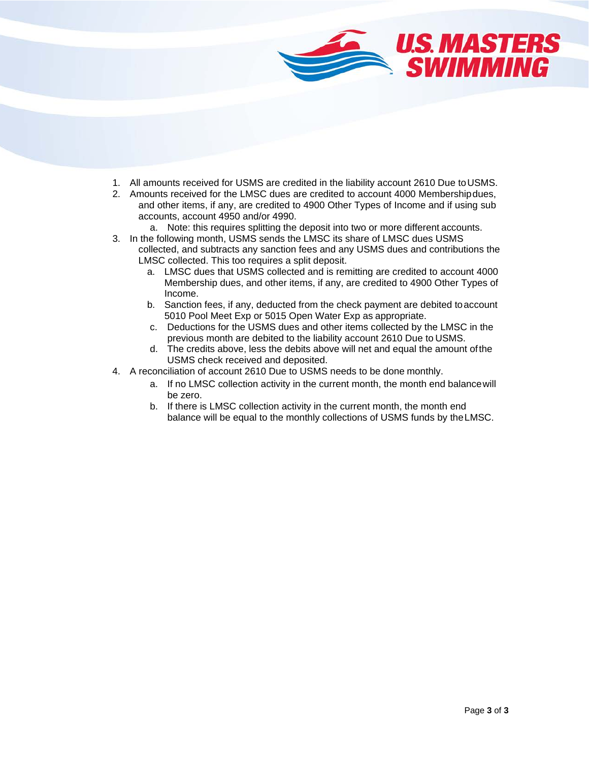1. All amounts received for USMS are credited in the liability account 2610 Due to USMS.
2. Amounts received for the LMSC dues are credited to account 4000 Membership dues, and other items, if any, are credited to 4900 Other Types of Income and if using sub accounts, account 4950 and/or 4990.
    a. Note: this requires splitting the deposit into two or more different accounts.
3. In the following month, USMS sends the LMSC its share of LMSC dues USMS collected, and subtracts any sanction fees and any USMS dues and contributions the LMSC collected. This too requires a split deposit.
    a. LMSC dues that USMS collected and is remitting are credited to account 4000 Membership dues, and other items, if any, are credited to 4900 Other Types of Income.
    b. Sanction fees, if any, deducted from the check payment are debited to account 5010 Pool Meet Exp or 5015 Open Water Exp as appropriate.
    c. Deductions for the USMS dues and other items collected by the LMSC in the previous month are debited to the liability account 2610 Due to USMS.
    d. The credits above, less the debits above will net and equal the amount of the USMS check received and deposited.
4. A reconciliation of account 2610 Due to USMS needs to be done monthly.
    a. If no LMSC collection activity in the current month, the month end balance will be zero.
    b. If there is LMSC collection activity in the current month, the month end balance will be equal to the monthly collections of USMS funds by the LMSC.